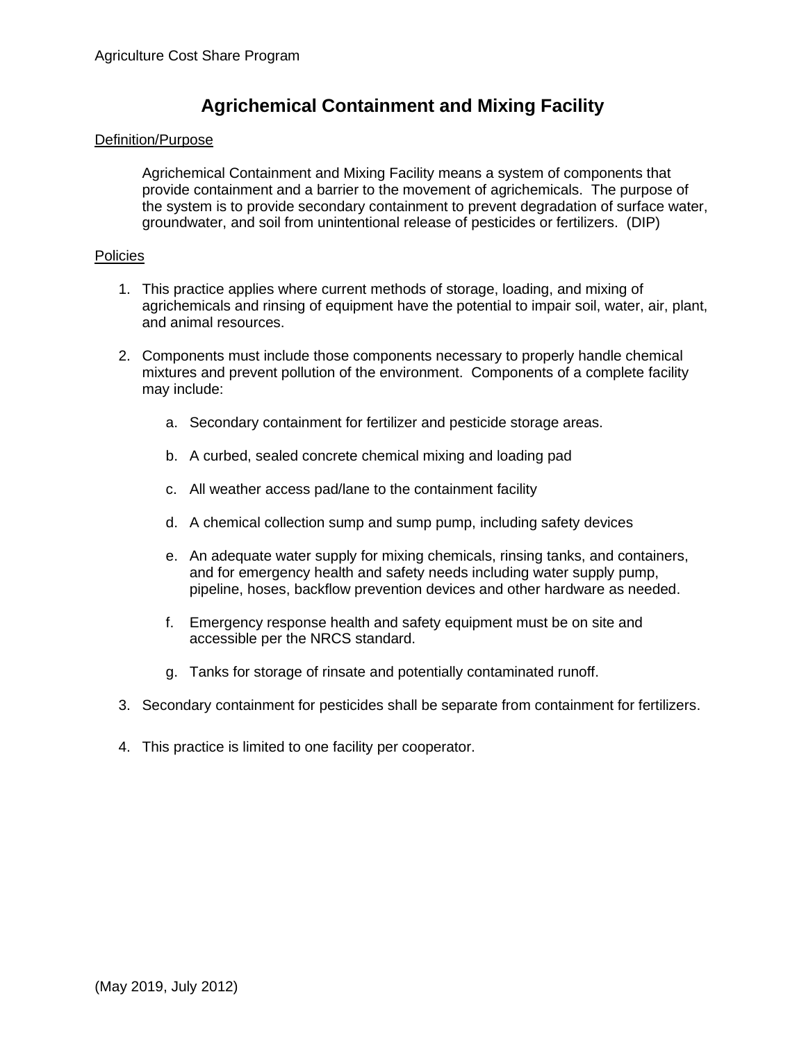# Agrichemical Containment and Mixing Facility

Definition/Purpose

Agrichemical Containment and Mixing Facility means a system of components that provide containment and a barrier to the movement of agrichemicals. The purpose of the system is to provide secondary containment to prevent degradation of surface water, groundwater, and soil from unintentional release of pesticides or fertilizers. (DIP)

Policies

1. This practice applies where current methods of storage, loading, and mixing of agrichemicals and rinsing of equipment have the potential to impair soil, water, air, plant, and animal resources.

2. Components must include those components necessary to properly handle chemical mixtures and prevent pollution of the environment. Components of a complete facility may include:

   a. Secondary containment for fertilizer and pesticide storage areas.

   b. A curbed, sealed concrete chemical mixing and loading pad

   c. All weather access pad/lane to the containment facility

   d. A chemical collection sump and sump pump, including safety devices

   e. An adequate water supply for mixing chemicals, rinsing tanks, and containers, and for emergency health and safety needs including water supply pump, pipeline, hoses, backflow prevention devices and other hardware as needed.

   f. Emergency response health and safety equipment must be on site and accessible per the NRCS standard.

   g. Tanks for storage of rinsate and potentially contaminated runoff.

3. Secondary containment for pesticides shall be separate from containment for fertilizers.

4. This practice is limited to one facility per cooperator.

(May 2019, July 2012)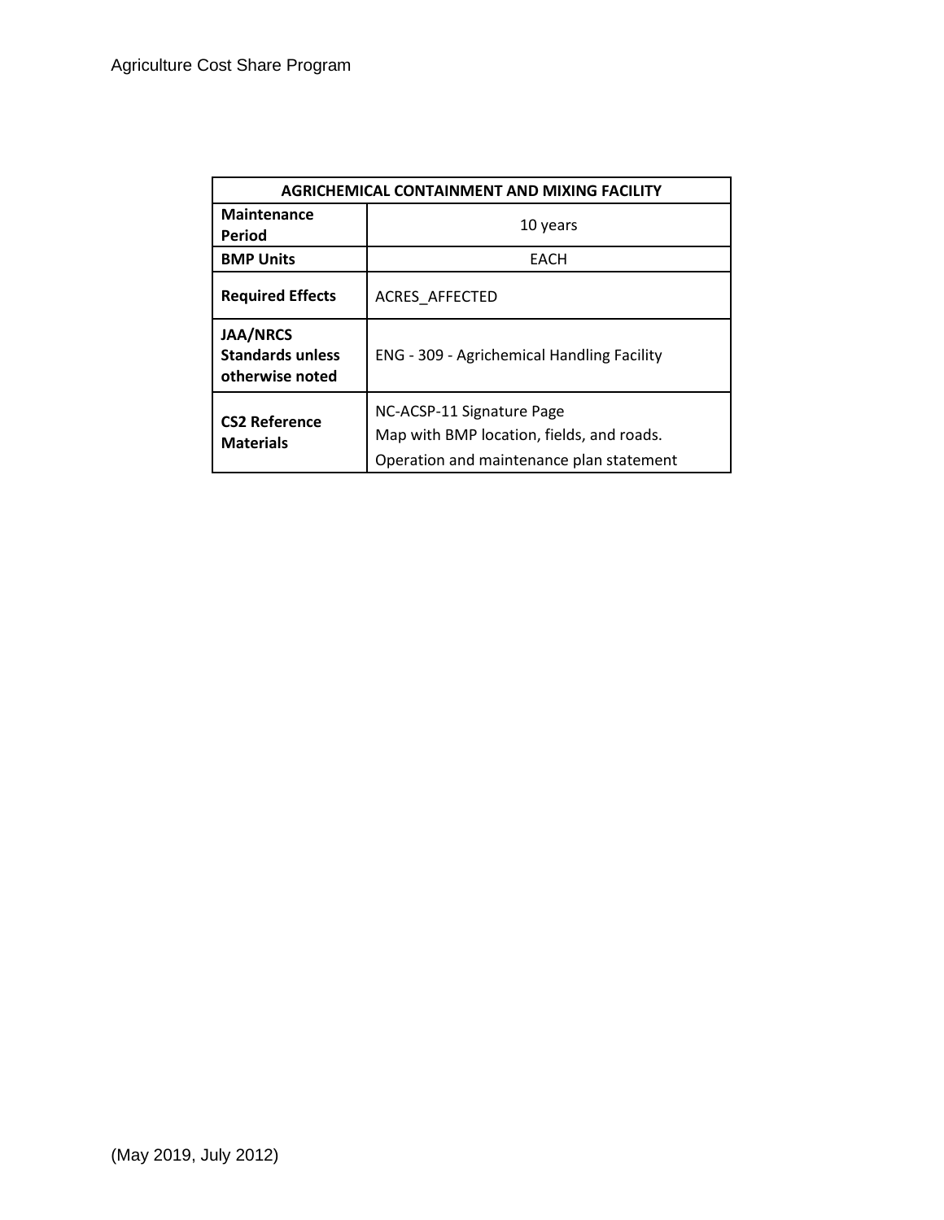| AGRICHEMICAL CONTAINMENT AND MIXING FACILITY | |
|---|---|
| **Maintenance Period** | 10 years |
| **BMP Units** | EACH |
| **Required Effects** | ACRES_AFFECTED |
| **JAA/NRCS Standards unless otherwise noted** | ENG - 309 - Agrichemical Handling Facility |
| **CS2 Reference Materials** | NC-ACSP-11 Signature Page<br>Map with BMP location, fields, and roads.<br>Operation and maintenance plan statement |

(May 2019, July 2012)